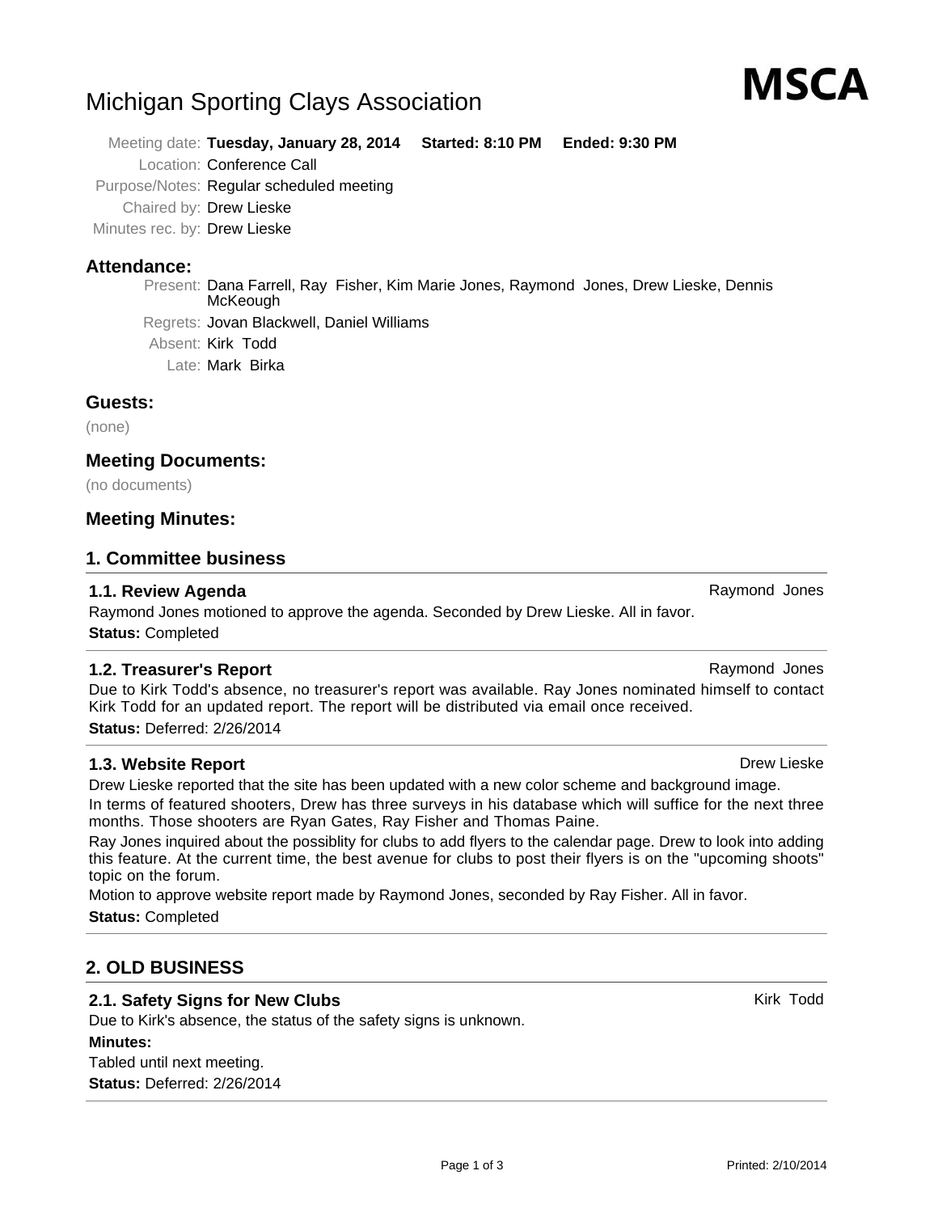# Michigan Sporting Clays Association

**MSCA**

Meeting date: **Tuesday, January 28, 2014 Started: 8:10 PM Ended: 9:30 PM**
Location: Conference Call
Purpose/Notes: Regular scheduled meeting
Chaired by: Drew Lieske
Minutes rec. by: Drew Lieske

## Attendance:

Present: Dana Farrell, Ray Fisher, Kim Marie Jones, Raymond Jones, Drew Lieske, Dennis McKeough
Regrets: Jovan Blackwell, Daniel Williams
Absent: Kirk Todd
Late: Mark Birka

## Guests:

(none)

## Meeting Documents:

(no documents)

## Meeting Minutes:

## 1. Committee business

### 1.1. Review Agenda

Raymond Jones

Raymond Jones motioned to approve the agenda. Seconded by Drew Lieske. All in favor.

**Status:** Completed

### 1.2. Treasurer's Report

Raymond Jones

Due to Kirk Todd's absence, no treasurer's report was available. Ray Jones nominated himself to contact Kirk Todd for an updated report. The report will be distributed via email once received.

**Status:** Deferred: 2/26/2014

### 1.3. Website Report

Drew Lieske

Drew Lieske reported that the site has been updated with a new color scheme and background image.

In terms of featured shooters, Drew has three surveys in his database which will suffice for the next three months. Those shooters are Ryan Gates, Ray Fisher and Thomas Paine.

Ray Jones inquired about the possiblity for clubs to add flyers to the calendar page. Drew to look into adding this feature. At the current time, the best avenue for clubs to post their flyers is on the "upcoming shoots" topic on the forum.

Motion to approve website report made by Raymond Jones, seconded by Ray Fisher. All in favor.

**Status:** Completed

## 2. OLD BUSINESS

### 2.1. Safety Signs for New Clubs

Kirk Todd

Due to Kirk's absence, the status of the safety signs is unknown.

**Minutes:**

Tabled until next meeting.

**Status:** Deferred: 2/26/2014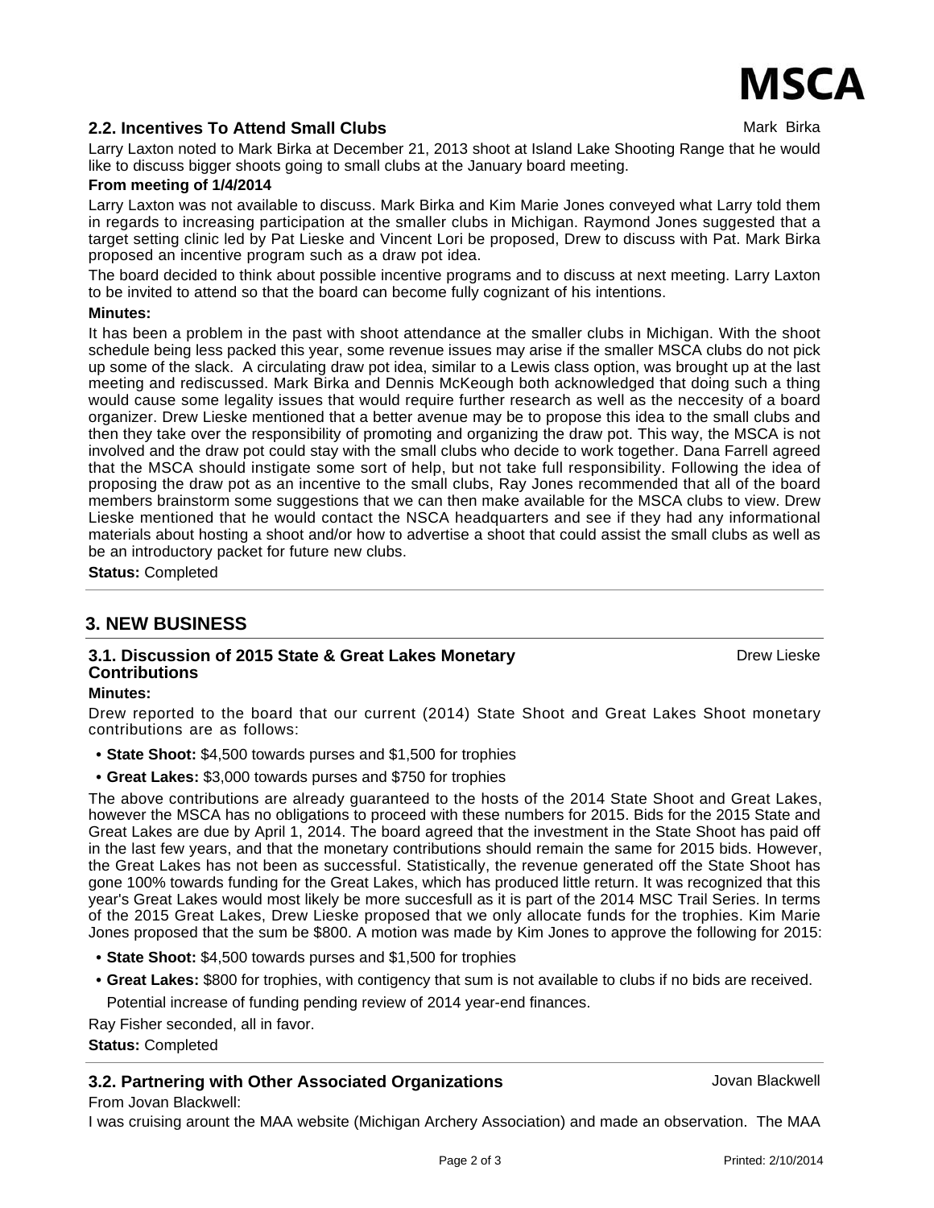### 2.2. Incentives To Attend Small Clubs

Mark Birka

Larry Laxton noted to Mark Birka at December 21, 2013 shoot at Island Lake Shooting Range that he would like to discuss bigger shoots going to small clubs at the January board meeting.

**From meeting of 1/4/2014**

Larry Laxton was not available to discuss. Mark Birka and Kim Marie Jones conveyed what Larry told them in regards to increasing participation at the smaller clubs in Michigan. Raymond Jones suggested that a target setting clinic led by Pat Lieske and Vincent Lori be proposed, Drew to discuss with Pat. Mark Birka proposed an incentive program such as a draw pot idea.

The board decided to think about possible incentive programs and to discuss at next meeting. Larry Laxton to be invited to attend so that the board can become fully cognizant of his intentions.

**Minutes:**

It has been a problem in the past with shoot attendance at the smaller clubs in Michigan. With the shoot schedule being less packed this year, some revenue issues may arise if the smaller MSCA clubs do not pick up some of the slack. A circulating draw pot idea, similar to a Lewis class option, was brought up at the last meeting and rediscussed. Mark Birka and Dennis McKeough both acknowledged that doing such a thing would cause some legality issues that would require further research as well as the neccesity of a board organizer. Drew Lieske mentioned that a better avenue may be to propose this idea to the small clubs and then they take over the responsibility of promoting and organizing the draw pot. This way, the MSCA is not involved and the draw pot could stay with the small clubs who decide to work together. Dana Farrell agreed that the MSCA should instigate some sort of help, but not take full responsibility. Following the idea of proposing the draw pot as an incentive to the small clubs, Ray Jones recommended that all of the board members brainstorm some suggestions that we can then make available for the MSCA clubs to view. Drew Lieske mentioned that he would contact the NSCA headquarters and see if they had any informational materials about hosting a shoot and/or how to advertise a shoot that could assist the small clubs as well as be an introductory packet for future new clubs.

**Status:** Completed

## 3. NEW BUSINESS

### 3.1. Discussion of 2015 State & Great Lakes Monetary Contributions

Drew Lieske

**Minutes:**

Drew reported to the board that our current (2014) State Shoot and Great Lakes Shoot monetary contributions are as follows:

- **State Shoot:** $4,500 towards purses and $1,500 for trophies
- **Great Lakes:** $3,000 towards purses and $750 for trophies

The above contributions are already guaranteed to the hosts of the 2014 State Shoot and Great Lakes, however the MSCA has no obligations to proceed with these numbers for 2015. Bids for the 2015 State and Great Lakes are due by April 1, 2014. The board agreed that the investment in the State Shoot has paid off in the last few years, and that the monetary contributions should remain the same for 2015 bids. However, the Great Lakes has not been as successful. Statistically, the revenue generated off the State Shoot has gone 100% towards funding for the Great Lakes, which has produced little return. It was recognized that this year's Great Lakes would most likely be more succesfull as it is part of the 2014 MSC Trail Series. In terms of the 2015 Great Lakes, Drew Lieske proposed that we only allocate funds for the trophies. Kim Marie Jones proposed that the sum be $800. A motion was made by Kim Jones to approve the following for 2015:

- **State Shoot:** $4,500 towards purses and $1,500 for trophies
- **Great Lakes:** $800 for trophies, with contigency that sum is not available to clubs if no bids are received.

  Potential increase of funding pending review of 2014 year-end finances.

Ray Fisher seconded, all in favor.

**Status:** Completed

### 3.2. Partnering with Other Associated Organizations

Jovan Blackwell

From Jovan Blackwell:

I was cruising arount the MAA website (Michigan Archery Association) and made an observation. The MAA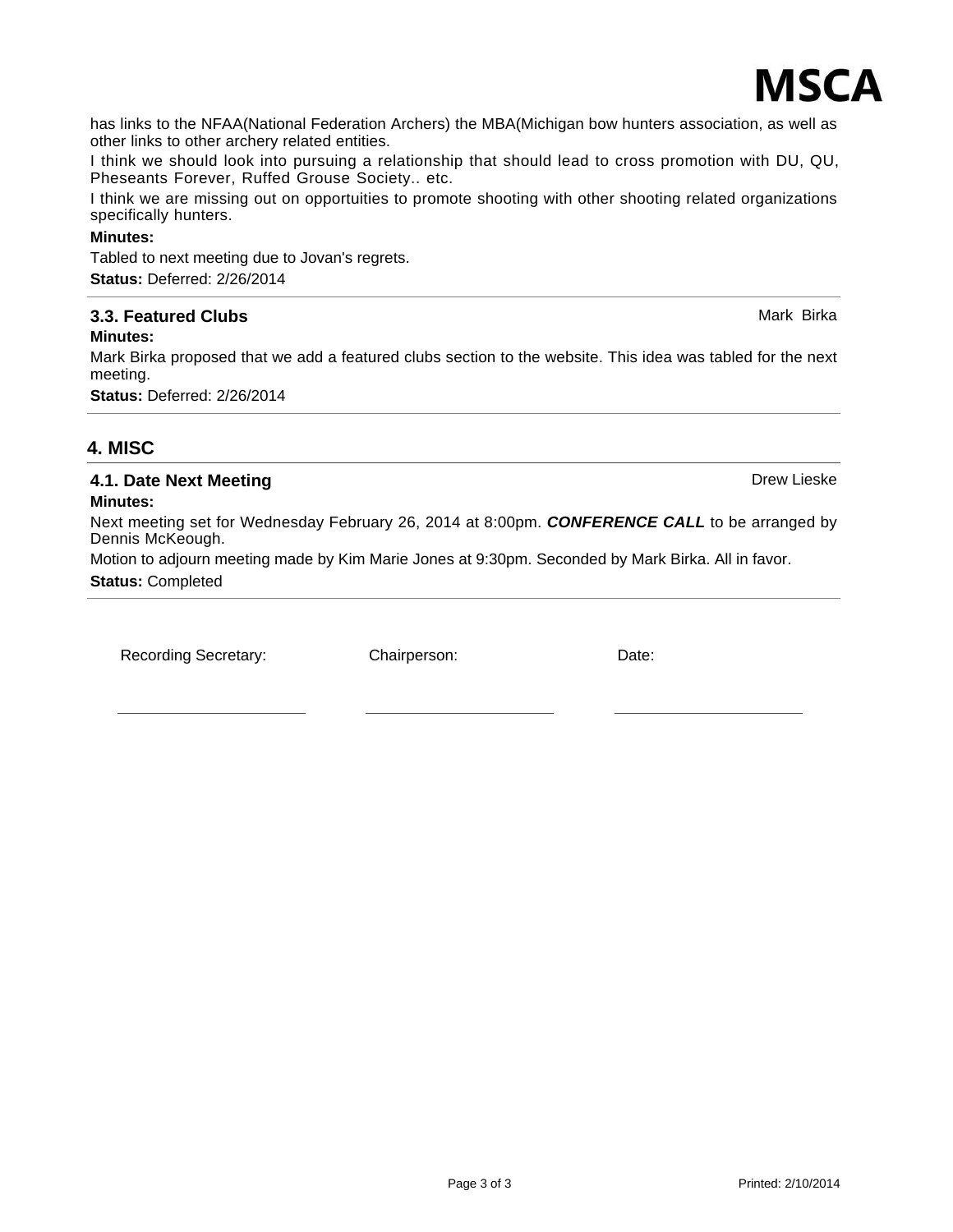has links to the NFAA(National Federation Archers) the MBA(Michigan bow hunters association, as well as other links to other archery related entities.

I think we should look into pursuing a relationship that should lead to cross promotion with DU, QU, Pheseants Forever, Ruffed Grouse Society.. etc.

I think we are missing out on opportuities to promote shooting with other shooting related organizations specifically hunters.

**Minutes:**

Tabled to next meeting due to Jovan's regrets.

**Status:** Deferred: 2/26/2014

### 3.3. Featured Clubs

Mark Birka

**Minutes:**

Mark Birka proposed that we add a featured clubs section to the website. This idea was tabled for the next meeting.

**Status:** Deferred: 2/26/2014

## 4. MISC

### 4.1. Date Next Meeting

Drew Lieske

**Minutes:**

Next meeting set for Wednesday February 26, 2014 at 8:00pm. ***CONFERENCE CALL*** to be arranged by Dennis McKeough.

Motion to adjourn meeting made by Kim Marie Jones at 9:30pm. Seconded by Mark Birka. All in favor.

**Status:** Completed

| Recording Secretary: | Chairperson: | Date: |
| --- | --- | --- |
| ____________________ | ____________________ | ____________________ |